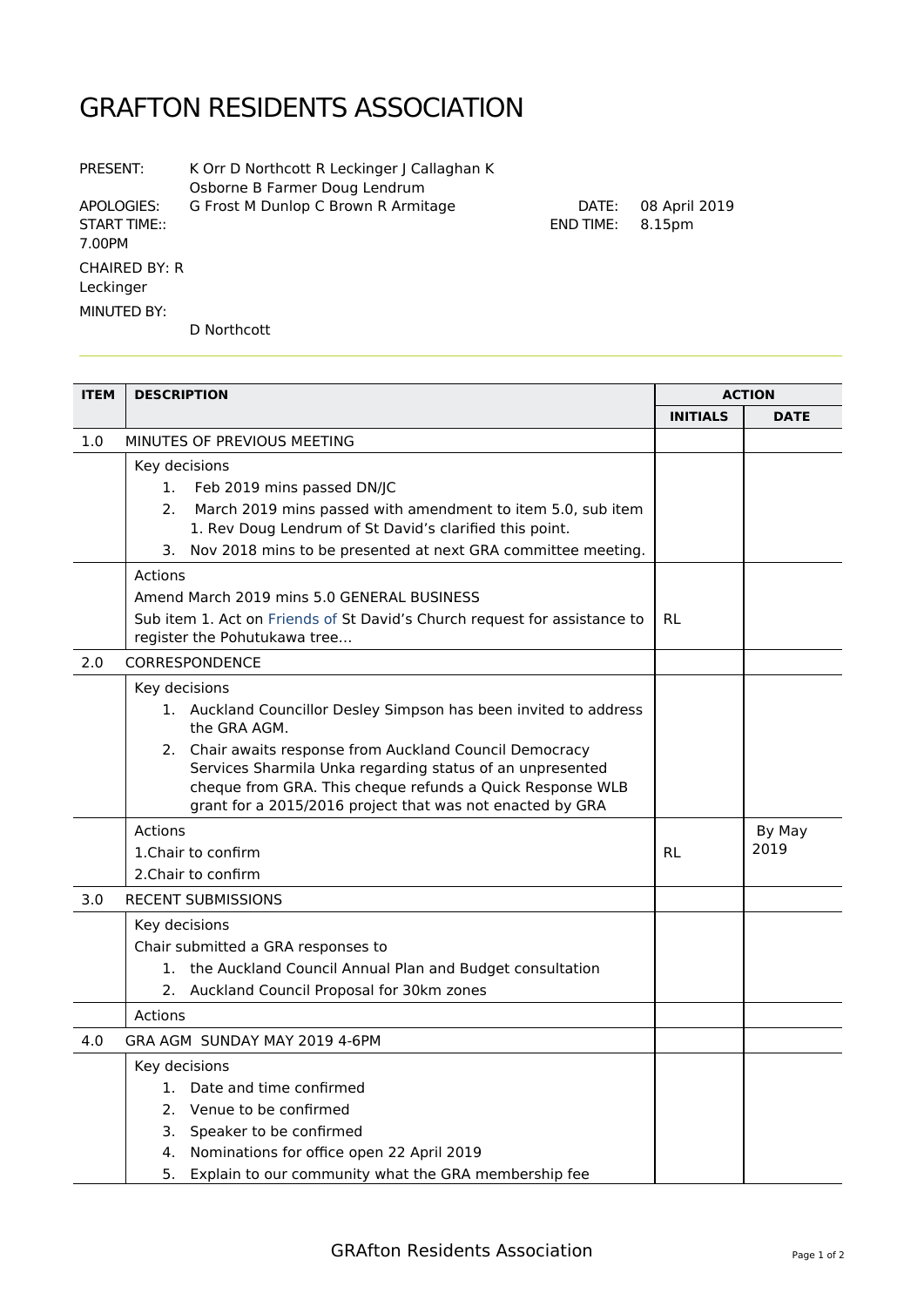# GRAFTON RESIDENTS ASSOCIATION

PRESENT: K Orr D Northcott R Leckinger J Callaghan K Osborne B Farmer Doug Lendrum

APOLOGIES: G Frost M Dunlop C Brown R Armitage

DATE: 08 April 2019

START TIME:: 7.00PM

END TIME: 8.15pm

CHAIRED BY: R Leckinger

MINUTED BY: D Northcott

| ITEM | DESCRIPTION | ACTION | |
|---|---|---|---|
| | | INITIALS | DATE |
| 1.0 | MINUTES OF PREVIOUS MEETING | | |
| | Key decisions<br>1. Feb 2019 mins passed DN/JC<br>2. March 2019 mins passed with amendment to item 5.0, sub item 1. Rev Doug Lendrum of St David's clarified this point.<br>3. Nov 2018 mins to be presented at next GRA committee meeting. | | |
| | Actions<br>Amend March 2019 mins 5.0 GENERAL BUSINESS<br>Sub item 1. Act on Friends of St David's Church request for assistance to register the Pohutukawa tree… | RL | |
| 2.0 | CORRESPONDENCE | | |
| | Key decisions<br>1. Auckland Councillor Desley Simpson has been invited to address the GRA AGM.<br>2. Chair awaits response from Auckland Council Democracy Services Sharmila Unka regarding status of an unpresented cheque from GRA. This cheque refunds a Quick Response WLB grant for a 2015/2016 project that was not enacted by GRA | | |
| | Actions<br>1.Chair to confirm<br>2.Chair to confirm | RL | By May 2019 |
| 3.0 | RECENT SUBMISSIONS | | |
| | Key decisions<br>Chair submitted a GRA responses to<br>1. the Auckland Council Annual Plan and Budget consultation<br>2. Auckland Council Proposal for 30km zones | | |
| | Actions | | |
| 4.0 | GRA AGM SUNDAY MAY 2019 4-6PM | | |
| | Key decisions<br>1. Date and time confirmed<br>2. Venue to be confirmed<br>3. Speaker to be confirmed<br>4. Nominations for office open 22 April 2019<br>5. Explain to our community what the GRA membership fee | | |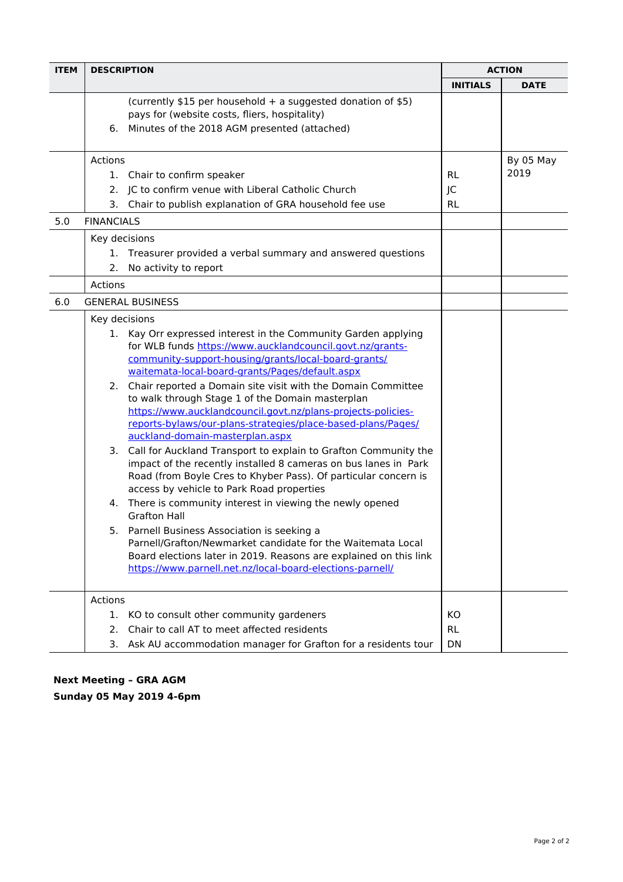| ITEM | DESCRIPTION | ACTION | |
|---|---|---|---|
| | | INITIALS | DATE |
| | (currently $15 per household + a suggested donation of $5) pays for (website costs, fliers, hospitality)<br>6. Minutes of the 2018 AGM presented (attached) | | |
| | Actions<br>1. Chair to confirm speaker<br>2. JC to confirm venue with Liberal Catholic Church<br>3. Chair to publish explanation of GRA household fee use | <br>RL<br>JC<br>RL | By 05 May 2019 |
| 5.0 | FINANCIALS | | |
| | Key decisions<br>1. Treasurer provided a verbal summary and answered questions<br>2. No activity to report | | |
| | Actions | | |
| 6.0 | GENERAL BUSINESS | | |
| | Key decisions<br>1. Kay Orr expressed interest in the Community Garden applying for WLB funds https://www.aucklandcouncil.govt.nz/grants-community-support-housing/grants/local-board-grants/waitemata-local-board-grants/Pages/default.aspx<br>2. Chair reported a Domain site visit with the Domain Committee to walk through Stage 1 of the Domain masterplan https://www.aucklandcouncil.govt.nz/plans-projects-policies-reports-bylaws/our-plans-strategies/place-based-plans/Pages/auckland-domain-masterplan.aspx<br>3. Call for Auckland Transport to explain to Grafton Community the impact of the recently installed 8 cameras on bus lanes in Park Road (from Boyle Cres to Khyber Pass). Of particular concern is access by vehicle to Park Road properties<br>4. There is community interest in viewing the newly opened Grafton Hall<br>5. Parnell Business Association is seeking a Parnell/Grafton/Newmarket candidate for the Waitemata Local Board elections later in 2019. Reasons are explained on this link https://www.parnell.net.nz/local-board-elections-parnell/ | | |
| | Actions<br>1. KO to consult other community gardeners<br>2. Chair to call AT to meet affected residents<br>3. Ask AU accommodation manager for Grafton for a residents tour | <br>KO<br>RL<br>DN | |

**Next Meeting – GRA AGM**
**Sunday 05 May 2019 4-6pm**